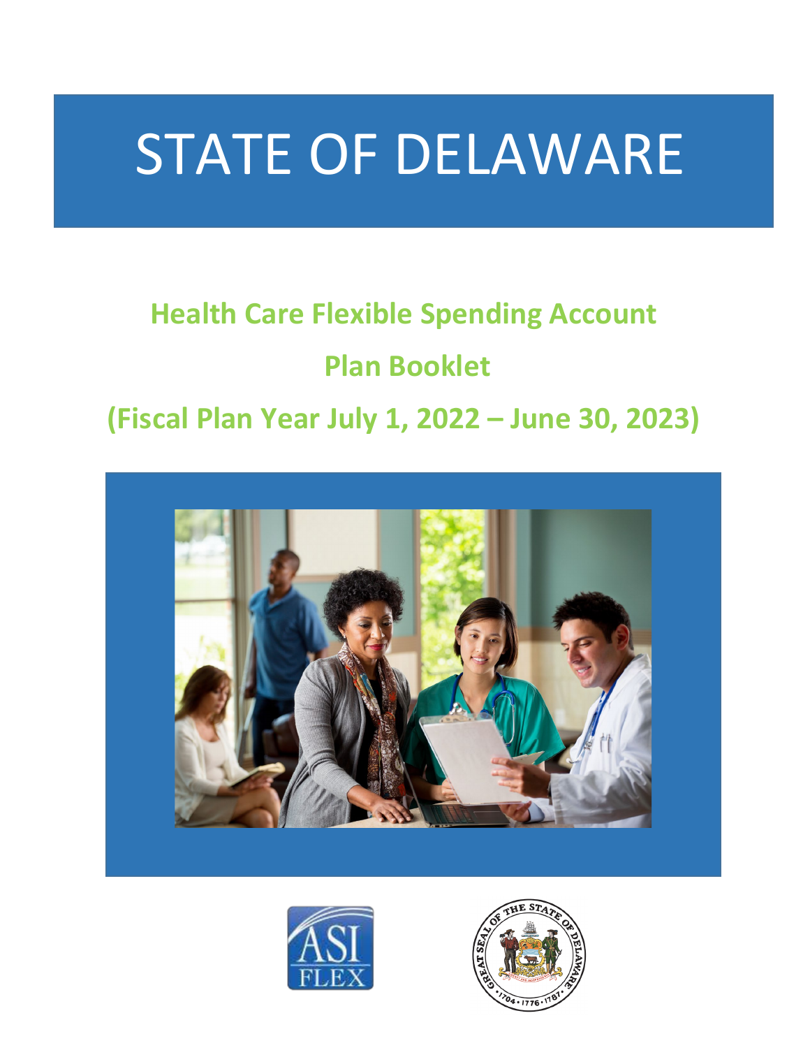# STATE OF DELAWARE

## Health Care Flexible Spending Account

## Plan Booklet

## (Fiscal Plan Year July 1, 2022 – June 30, 2023)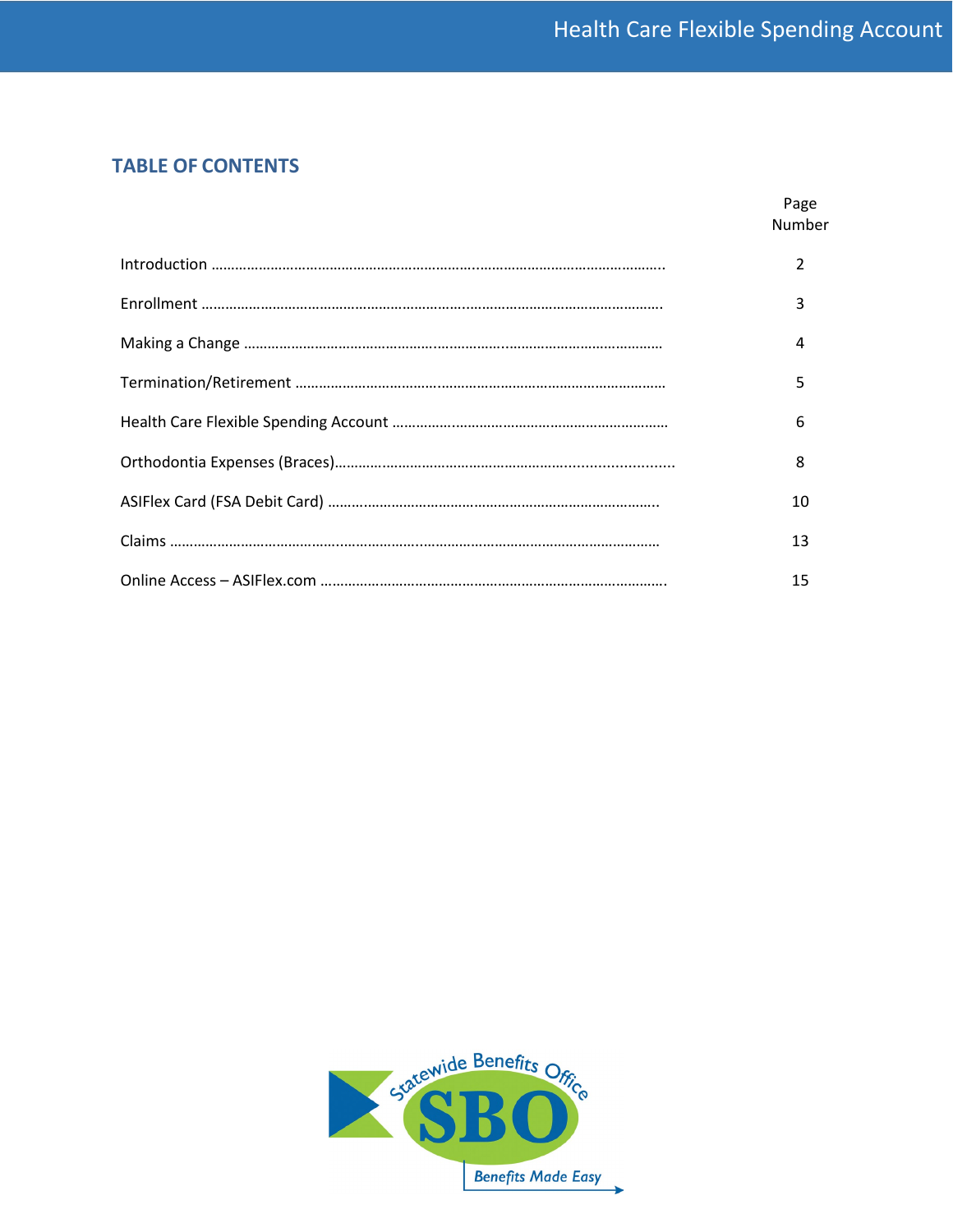## TABLE OF CONTENTS

| | Page Number |
|---|---|
| Introduction | 2 |
| Enrollment | 3 |
| Making a Change | 4 |
| Termination/Retirement | 5 |
| Health Care Flexible Spending Account | 6 |
| Orthodontia Expenses (Braces) | 8 |
| ASIFlex Card (FSA Debit Card) | 10 |
| Claims | 13 |
| Online Access – ASIFlex.com | 15 |

Statewide Benefits Office

SBO

Benefits Made Easy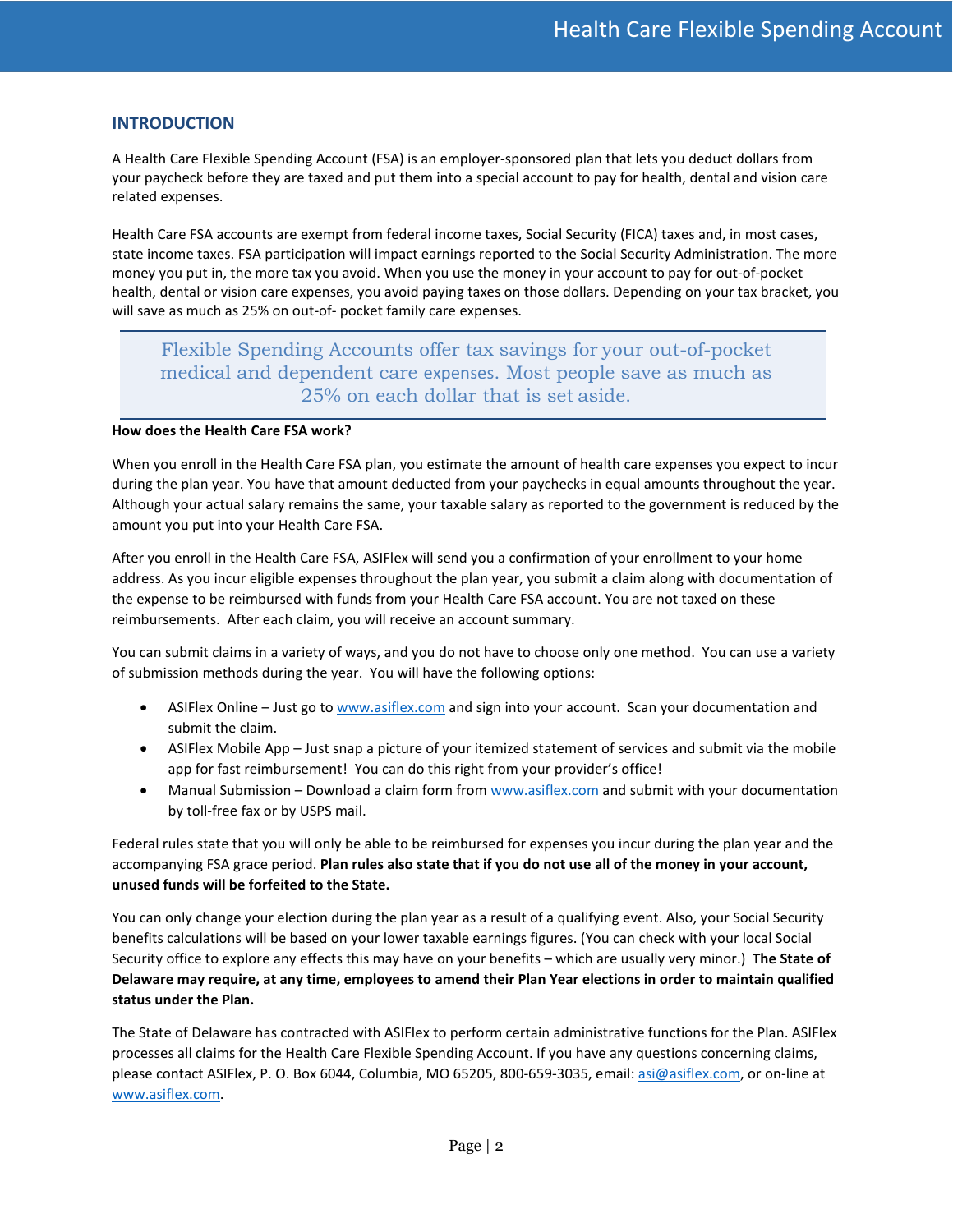## INTRODUCTION

A Health Care Flexible Spending Account (FSA) is an employer-sponsored plan that lets you deduct dollars from your paycheck before they are taxed and put them into a special account to pay for health, dental and vision care related expenses.

Health Care FSA accounts are exempt from federal income taxes, Social Security (FICA) taxes and, in most cases, state income taxes. FSA participation will impact earnings reported to the Social Security Administration. The more money you put in, the more tax you avoid. When you use the money in your account to pay for out-of-pocket health, dental or vision care expenses, you avoid paying taxes on those dollars. Depending on your tax bracket, you will save as much as 25% on out-of- pocket family care expenses.

> Flexible Spending Accounts offer tax savings for your out-of-pocket medical and dependent care expenses. Most people save as much as 25% on each dollar that is set aside.

**How does the Health Care FSA work?**

When you enroll in the Health Care FSA plan, you estimate the amount of health care expenses you expect to incur during the plan year. You have that amount deducted from your paychecks in equal amounts throughout the year. Although your actual salary remains the same, your taxable salary as reported to the government is reduced by the amount you put into your Health Care FSA.

After you enroll in the Health Care FSA, ASIFlex will send you a confirmation of your enrollment to your home address. As you incur eligible expenses throughout the plan year, you submit a claim along with documentation of the expense to be reimbursed with funds from your Health Care FSA account. You are not taxed on these reimbursements. After each claim, you will receive an account summary.

You can submit claims in a variety of ways, and you do not have to choose only one method. You can use a variety of submission methods during the year. You will have the following options:

- ASIFlex Online – Just go to www.asiflex.com and sign into your account. Scan your documentation and submit the claim.
- ASIFlex Mobile App – Just snap a picture of your itemized statement of services and submit via the mobile app for fast reimbursement! You can do this right from your provider's office!
- Manual Submission – Download a claim form from www.asiflex.com and submit with your documentation by toll-free fax or by USPS mail.

Federal rules state that you will only be able to be reimbursed for expenses you incur during the plan year and the accompanying FSA grace period. **Plan rules also state that if you do not use all of the money in your account, unused funds will be forfeited to the State.**

You can only change your election during the plan year as a result of a qualifying event. Also, your Social Security benefits calculations will be based on your lower taxable earnings figures. (You can check with your local Social Security office to explore any effects this may have on your benefits – which are usually very minor.) **The State of Delaware may require, at any time, employees to amend their Plan Year elections in order to maintain qualified status under the Plan.**

The State of Delaware has contracted with ASIFlex to perform certain administrative functions for the Plan. ASIFlex processes all claims for the Health Care Flexible Spending Account. If you have any questions concerning claims, please contact ASIFlex, P. O. Box 6044, Columbia, MO 65205, 800-659-3035, email: asi@asiflex.com, or on-line at www.asiflex.com.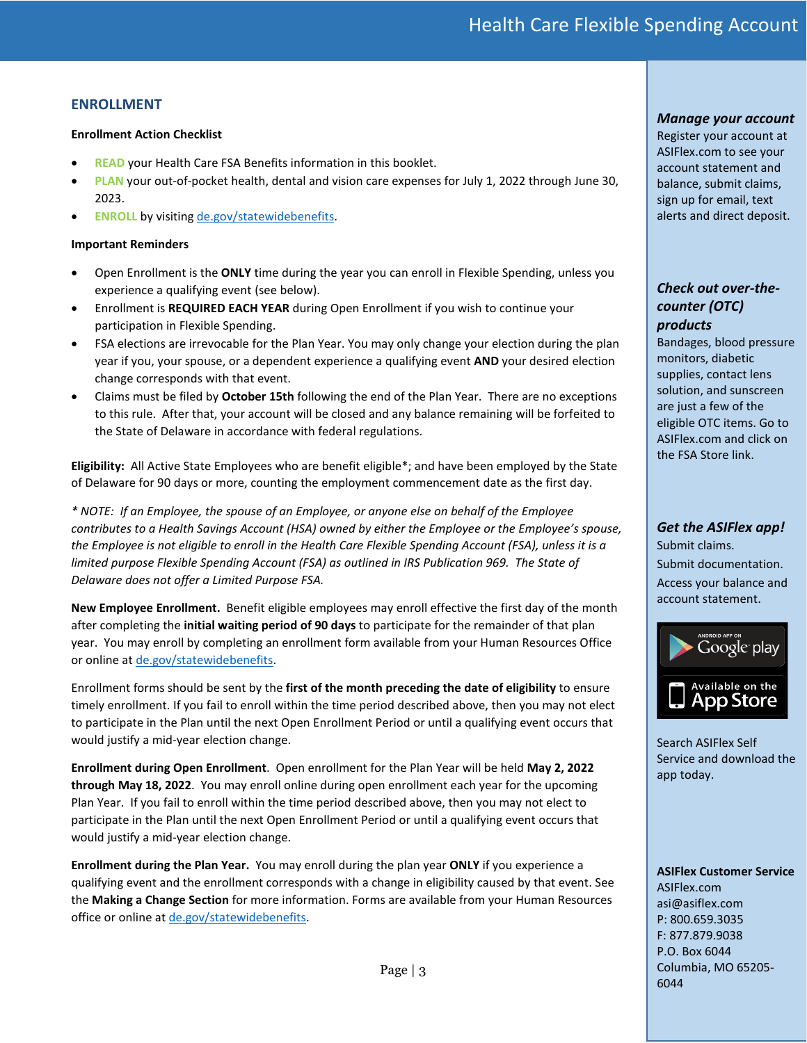## ENROLLMENT

**Enrollment Action Checklist**

- **READ** your Health Care FSA Benefits information in this booklet.
- **PLAN** your out-of-pocket health, dental and vision care expenses for July 1, 2022 through June 30, 2023.
- **ENROLL** by visiting de.gov/statewidebenefits.

**Important Reminders**

- Open Enrollment is the **ONLY** time during the year you can enroll in Flexible Spending, unless you experience a qualifying event (see below).
- Enrollment is **REQUIRED EACH YEAR** during Open Enrollment if you wish to continue your participation in Flexible Spending.
- FSA elections are irrevocable for the Plan Year. You may only change your election during the plan year if you, your spouse, or a dependent experience a qualifying event **AND** your desired election change corresponds with that event.
- Claims must be filed by **October 15th** following the end of the Plan Year. There are no exceptions to this rule. After that, your account will be closed and any balance remaining will be forfeited to the State of Delaware in accordance with federal regulations.

**Eligibility:** All Active State Employees who are benefit eligible*; and have been employed by the State of Delaware for 90 days or more, counting the employment commencement date as the first day.

*\* NOTE: If an Employee, the spouse of an Employee, or anyone else on behalf of the Employee contributes to a Health Savings Account (HSA) owned by either the Employee or the Employee's spouse, the Employee is not eligible to enroll in the Health Care Flexible Spending Account (FSA), unless it is a limited purpose Flexible Spending Account (FSA) as outlined in IRS Publication 969. The State of Delaware does not offer a Limited Purpose FSA.*

**New Employee Enrollment.** Benefit eligible employees may enroll effective the first day of the month after completing the **initial waiting period of 90 days** to participate for the remainder of that plan year. You may enroll by completing an enrollment form available from your Human Resources Office or online at de.gov/statewidebenefits.

Enrollment forms should be sent by the **first of the month preceding the date of eligibility** to ensure timely enrollment. If you fail to enroll within the time period described above, then you may not elect to participate in the Plan until the next Open Enrollment Period or until a qualifying event occurs that would justify a mid-year election change.

**Enrollment during Open Enrollment**. Open enrollment for the Plan Year will be held **May 2, 2022 through May 18, 2022**. You may enroll online during open enrollment each year for the upcoming Plan Year. If you fail to enroll within the time period described above, then you may not elect to participate in the Plan until the next Open Enrollment Period or until a qualifying event occurs that would justify a mid-year election change.

**Enrollment during the Plan Year.** You may enroll during the plan year **ONLY** if you experience a qualifying event and the enrollment corresponds with a change in eligibility caused by that event. See the **Making a Change Section** for more information. Forms are available from your Human Resources office or online at de.gov/statewidebenefits.

***Manage your account***

Register your account at ASIFlex.com to see your account statement and balance, submit claims, sign up for email, text alerts and direct deposit.

***Check out over-the-counter (OTC) products***

Bandages, blood pressure monitors, diabetic supplies, contact lens solution, and sunscreen are just a few of the eligible OTC items. Go to ASIFlex.com and click on the FSA Store link.

***Get the ASIFlex app!***

Submit claims.

Submit documentation.

Access your balance and account statement.

Android App on Google play

Available on the App Store

Search ASIFlex Self Service and download the app today.

**ASIFlex Customer Service**

ASIFlex.com
asi@asiflex.com
P: 800.659.3035
F: 877.879.9038
P.O. Box 6044
Columbia, MO 65205-6044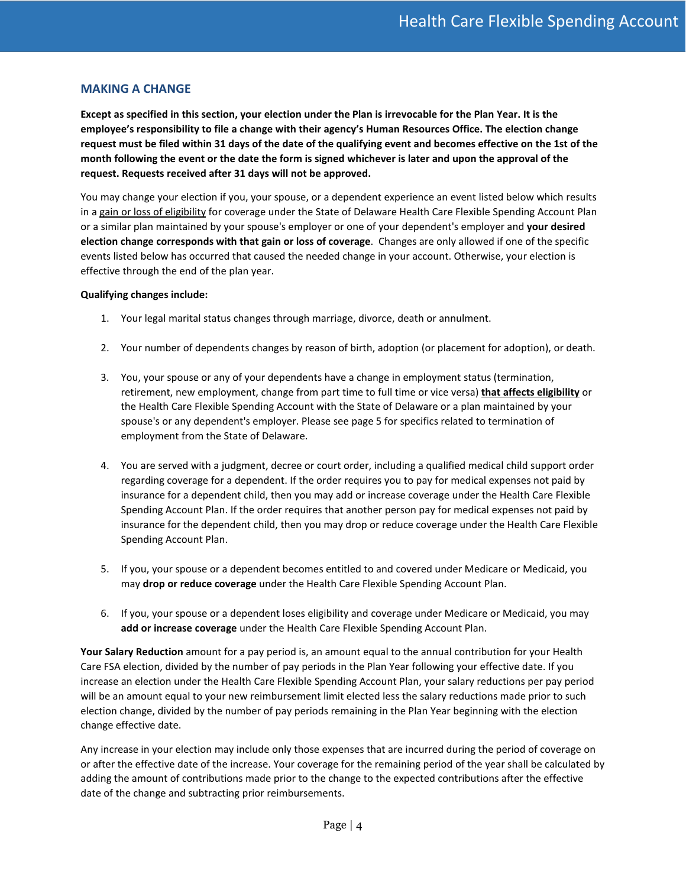## MAKING A CHANGE

**Except as specified in this section, your election under the Plan is irrevocable for the Plan Year. It is the employee's responsibility to file a change with their agency's Human Resources Office. The election change request must be filed within 31 days of the date of the qualifying event and becomes effective on the 1st of the month following the event or the date the form is signed whichever is later and upon the approval of the request. Requests received after 31 days will not be approved.**

You may change your election if you, your spouse, or a dependent experience an event listed below which results in a gain or loss of eligibility for coverage under the State of Delaware Health Care Flexible Spending Account Plan or a similar plan maintained by your spouse's employer or one of your dependent's employer and **your desired election change corresponds with that gain or loss of coverage**. Changes are only allowed if one of the specific events listed below has occurred that caused the needed change in your account. Otherwise, your election is effective through the end of the plan year.

**Qualifying changes include:**

1. Your legal marital status changes through marriage, divorce, death or annulment.
2. Your number of dependents changes by reason of birth, adoption (or placement for adoption), or death.
3. You, your spouse or any of your dependents have a change in employment status (termination, retirement, new employment, change from part time to full time or vice versa) **that affects eligibility** or the Health Care Flexible Spending Account with the State of Delaware or a plan maintained by your spouse's or any dependent's employer. Please see page 5 for specifics related to termination of employment from the State of Delaware.
4. You are served with a judgment, decree or court order, including a qualified medical child support order regarding coverage for a dependent. If the order requires you to pay for medical expenses not paid by insurance for a dependent child, then you may add or increase coverage under the Health Care Flexible Spending Account Plan. If the order requires that another person pay for medical expenses not paid by insurance for the dependent child, then you may drop or reduce coverage under the Health Care Flexible Spending Account Plan.
5. If you, your spouse or a dependent becomes entitled to and covered under Medicare or Medicaid, you may **drop or reduce coverage** under the Health Care Flexible Spending Account Plan.
6. If you, your spouse or a dependent loses eligibility and coverage under Medicare or Medicaid, you may **add or increase coverage** under the Health Care Flexible Spending Account Plan.

**Your Salary Reduction** amount for a pay period is, an amount equal to the annual contribution for your Health Care FSA election, divided by the number of pay periods in the Plan Year following your effective date. If you increase an election under the Health Care Flexible Spending Account Plan, your salary reductions per pay period will be an amount equal to your new reimbursement limit elected less the salary reductions made prior to such election change, divided by the number of pay periods remaining in the Plan Year beginning with the election change effective date.

Any increase in your election may include only those expenses that are incurred during the period of coverage on or after the effective date of the increase. Your coverage for the remaining period of the year shall be calculated by adding the amount of contributions made prior to the change to the expected contributions after the effective date of the change and subtracting prior reimbursements.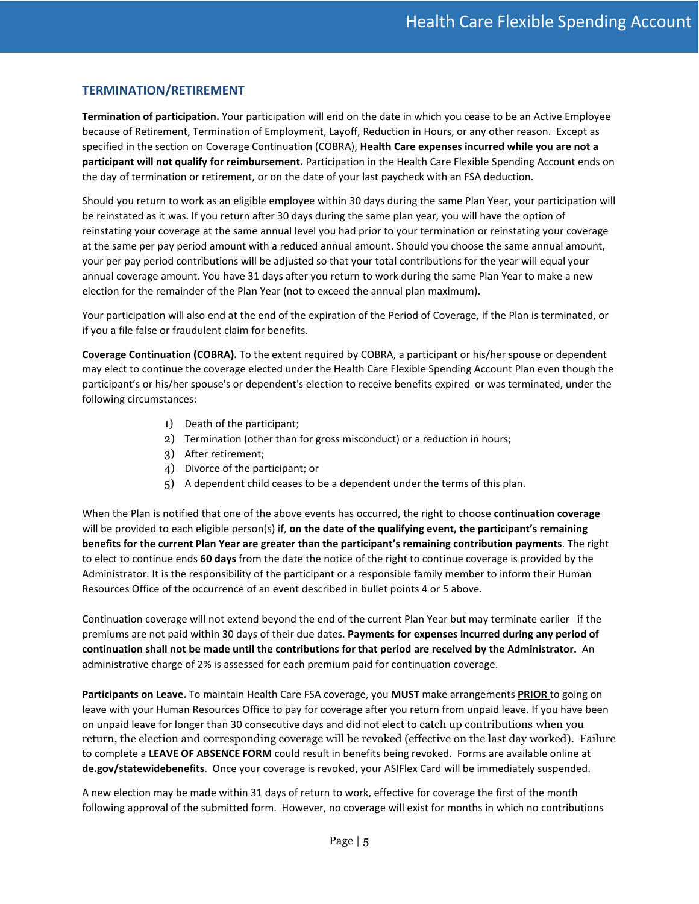## TERMINATION/RETIREMENT

**Termination of participation.** Your participation will end on the date in which you cease to be an Active Employee because of Retirement, Termination of Employment, Layoff, Reduction in Hours, or any other reason. Except as specified in the section on Coverage Continuation (COBRA), **Health Care expenses incurred while you are not a participant will not qualify for reimbursement.** Participation in the Health Care Flexible Spending Account ends on the day of termination or retirement, or on the date of your last paycheck with an FSA deduction.

Should you return to work as an eligible employee within 30 days during the same Plan Year, your participation will be reinstated as it was. If you return after 30 days during the same plan year, you will have the option of reinstating your coverage at the same annual level you had prior to your termination or reinstating your coverage at the same per pay period amount with a reduced annual amount. Should you choose the same annual amount, your per pay period contributions will be adjusted so that your total contributions for the year will equal your annual coverage amount. You have 31 days after you return to work during the same Plan Year to make a new election for the remainder of the Plan Year (not to exceed the annual plan maximum).

Your participation will also end at the end of the expiration of the Period of Coverage, if the Plan is terminated, or if you a file false or fraudulent claim for benefits.

**Coverage Continuation (COBRA).** To the extent required by COBRA, a participant or his/her spouse or dependent may elect to continue the coverage elected under the Health Care Flexible Spending Account Plan even though the participant's or his/her spouse's or dependent's election to receive benefits expired or was terminated, under the following circumstances:

1) Death of the participant;
2) Termination (other than for gross misconduct) or a reduction in hours;
3) After retirement;
4) Divorce of the participant; or
5) A dependent child ceases to be a dependent under the terms of this plan.

When the Plan is notified that one of the above events has occurred, the right to choose **continuation coverage** will be provided to each eligible person(s) if, **on the date of the qualifying event, the participant's remaining benefits for the current Plan Year are greater than the participant's remaining contribution payments**. The right to elect to continue ends **60 days** from the date the notice of the right to continue coverage is provided by the Administrator. It is the responsibility of the participant or a responsible family member to inform their Human Resources Office of the occurrence of an event described in bullet points 4 or 5 above.

Continuation coverage will not extend beyond the end of the current Plan Year but may terminate earlier if the premiums are not paid within 30 days of their due dates. **Payments for expenses incurred during any period of continuation shall not be made until the contributions for that period are received by the Administrator.** An administrative charge of 2% is assessed for each premium paid for continuation coverage.

**Participants on Leave.** To maintain Health Care FSA coverage, you **MUST** make arrangements **PRIOR** to going on leave with your Human Resources Office to pay for coverage after you return from unpaid leave. If you have been on unpaid leave for longer than 30 consecutive days and did not elect to catch up contributions when you return, the election and corresponding coverage will be revoked (effective on the last day worked). Failure to complete a **LEAVE OF ABSENCE FORM** could result in benefits being revoked. Forms are available online at **de.gov/statewidebenefits**. Once your coverage is revoked, your ASIFlex Card will be immediately suspended.

A new election may be made within 31 days of return to work, effective for coverage the first of the month following approval of the submitted form. However, no coverage will exist for months in which no contributions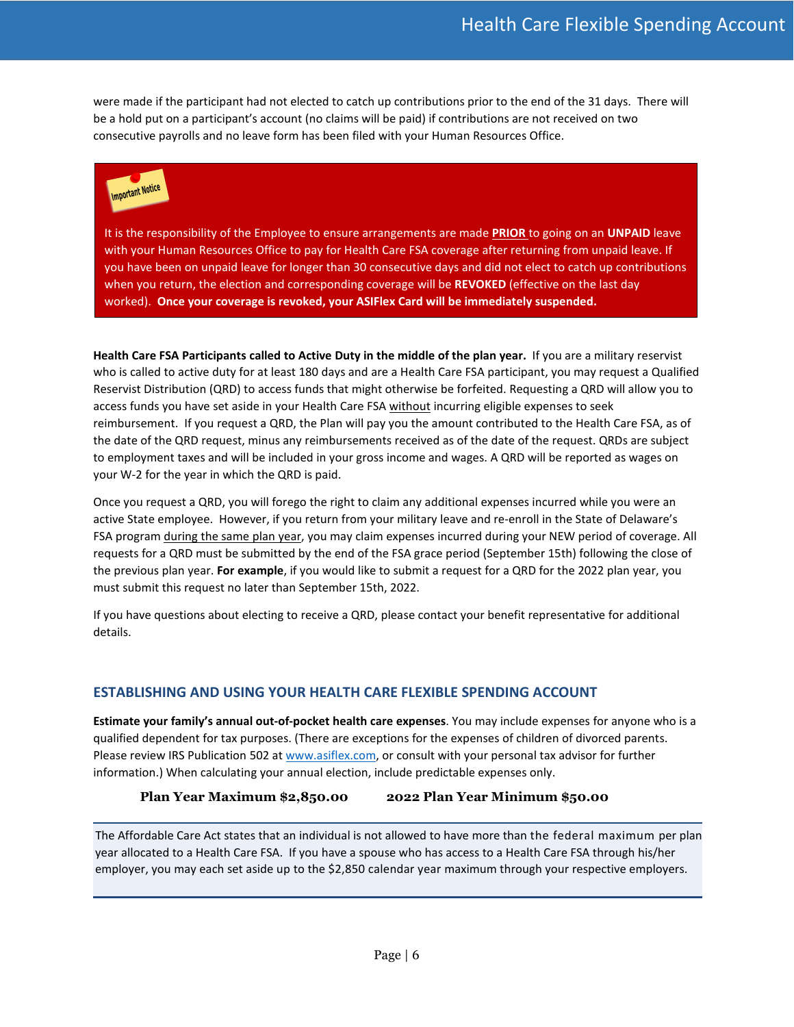were made if the participant had not elected to catch up contributions prior to the end of the 31 days. There will be a hold put on a participant's account (no claims will be paid) if contributions are not received on two consecutive payrolls and no leave form has been filed with your Human Resources Office.

> **Important Notice**
>
> It is the responsibility of the Employee to ensure arrangements are made **PRIOR** to going on an **UNPAID** leave with your Human Resources Office to pay for Health Care FSA coverage after returning from unpaid leave. If you have been on unpaid leave for longer than 30 consecutive days and did not elect to catch up contributions when you return, the election and corresponding coverage will be **REVOKED** (effective on the last day worked). **Once your coverage is revoked, your ASIFlex Card will be immediately suspended.**

**Health Care FSA Participants called to Active Duty in the middle of the plan year.** If you are a military reservist who is called to active duty for at least 180 days and are a Health Care FSA participant, you may request a Qualified Reservist Distribution (QRD) to access funds that might otherwise be forfeited. Requesting a QRD will allow you to access funds you have set aside in your Health Care FSA without incurring eligible expenses to seek reimbursement. If you request a QRD, the Plan will pay you the amount contributed to the Health Care FSA, as of the date of the QRD request, minus any reimbursements received as of the date of the request. QRDs are subject to employment taxes and will be included in your gross income and wages. A QRD will be reported as wages on your W-2 for the year in which the QRD is paid.

Once you request a QRD, you will forego the right to claim any additional expenses incurred while you were an active State employee. However, if you return from your military leave and re-enroll in the State of Delaware's FSA program during the same plan year, you may claim expenses incurred during your NEW period of coverage. All requests for a QRD must be submitted by the end of the FSA grace period (September 15th) following the close of the previous plan year. **For example**, if you would like to submit a request for a QRD for the 2022 plan year, you must submit this request no later than September 15th, 2022.

If you have questions about electing to receive a QRD, please contact your benefit representative for additional details.

## ESTABLISHING AND USING YOUR HEALTH CARE FLEXIBLE SPENDING ACCOUNT

**Estimate your family's annual out-of-pocket health care expenses**. You may include expenses for anyone who is a qualified dependent for tax purposes. (There are exceptions for the expenses of children of divorced parents. Please review IRS Publication 502 at www.asiflex.com, or consult with your personal tax advisor for further information.) When calculating your annual election, include predictable expenses only.

**Plan Year Maximum $2,850.00** **2022 Plan Year Minimum $50.00**

> The Affordable Care Act states that an individual is not allowed to have more than the federal maximum per plan year allocated to a Health Care FSA. If you have a spouse who has access to a Health Care FSA through his/her employer, you may each set aside up to the $2,850 calendar year maximum through your respective employers.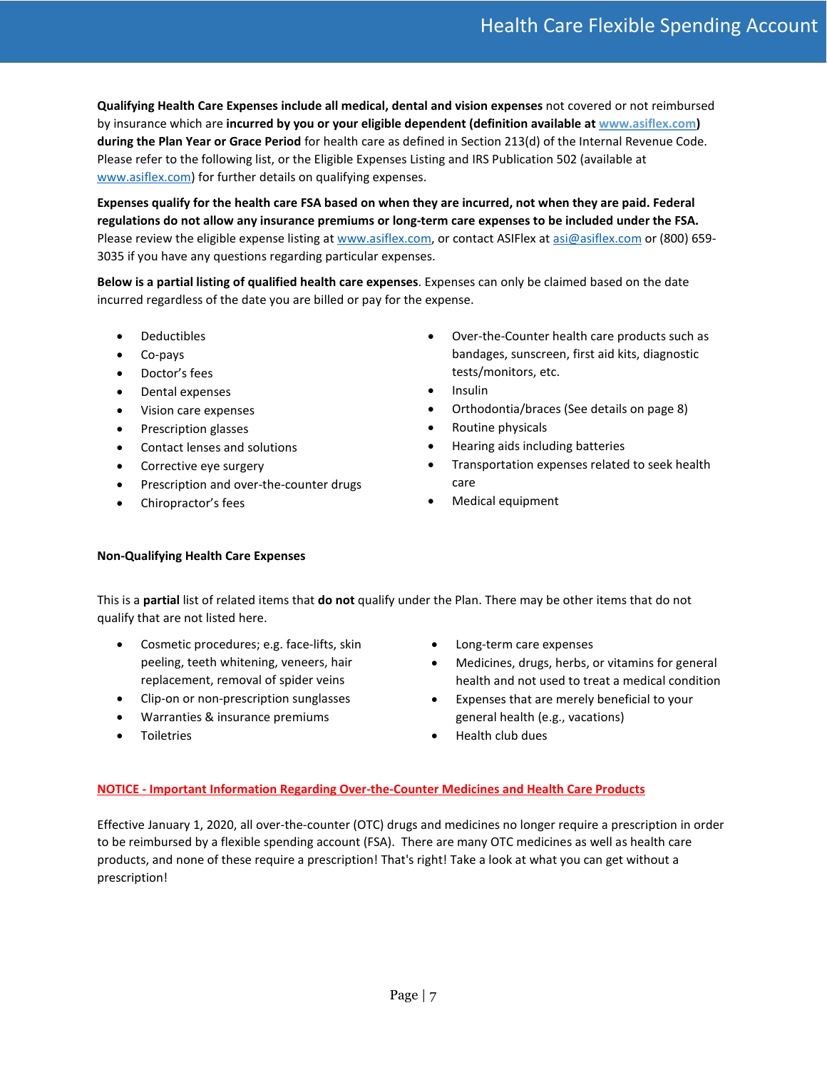**Qualifying Health Care Expenses include all medical, dental and vision expenses** not covered or not reimbursed by insurance which are **incurred by you or your eligible dependent (definition available at [www.asiflex.com](http://www.asiflex.com)) during the Plan Year or Grace Period** for health care as defined in Section 213(d) of the Internal Revenue Code. Please refer to the following list, or the Eligible Expenses Listing and IRS Publication 502 (available at [www.asiflex.com](http://www.asiflex.com)) for further details on qualifying expenses.

**Expenses qualify for the health care FSA based on when they are incurred, not when they are paid. Federal regulations do not allow any insurance premiums or long-term care expenses to be included under the FSA.** Please review the eligible expense listing at [www.asiflex.com](http://www.asiflex.com), or contact ASIFlex at [asi@asiflex.com](mailto:asi@asiflex.com) or (800) 659-3035 if you have any questions regarding particular expenses.

**Below is a partial listing of qualified health care expenses**. Expenses can only be claimed based on the date incurred regardless of the date you are billed or pay for the expense.

- Deductibles
- Co-pays
- Doctor's fees
- Dental expenses
- Vision care expenses
- Prescription glasses
- Contact lenses and solutions
- Corrective eye surgery
- Prescription and over-the-counter drugs
- Chiropractor's fees
- Over-the-Counter health care products such as bandages, sunscreen, first aid kits, diagnostic tests/monitors, etc.
- Insulin
- Orthodontia/braces (See details on page 8)
- Routine physicals
- Hearing aids including batteries
- Transportation expenses related to seek health care
- Medical equipment

**Non-Qualifying Health Care Expenses**

This is a **partial** list of related items that **do not** qualify under the Plan. There may be other items that do not qualify that are not listed here.

- Cosmetic procedures; e.g. face-lifts, skin peeling, teeth whitening, veneers, hair replacement, removal of spider veins
- Clip-on or non-prescription sunglasses
- Warranties & insurance premiums
- Toiletries
- Long-term care expenses
- Medicines, drugs, herbs, or vitamins for general health and not used to treat a medical condition
- Expenses that are merely beneficial to your general health (e.g., vacations)
- Health club dues

**NOTICE - Important Information Regarding Over-the-Counter Medicines and Health Care Products**

Effective January 1, 2020, all over-the-counter (OTC) drugs and medicines no longer require a prescription in order to be reimbursed by a flexible spending account (FSA). There are many OTC medicines as well as health care products, and none of these require a prescription! That's right! Take a look at what you can get without a prescription!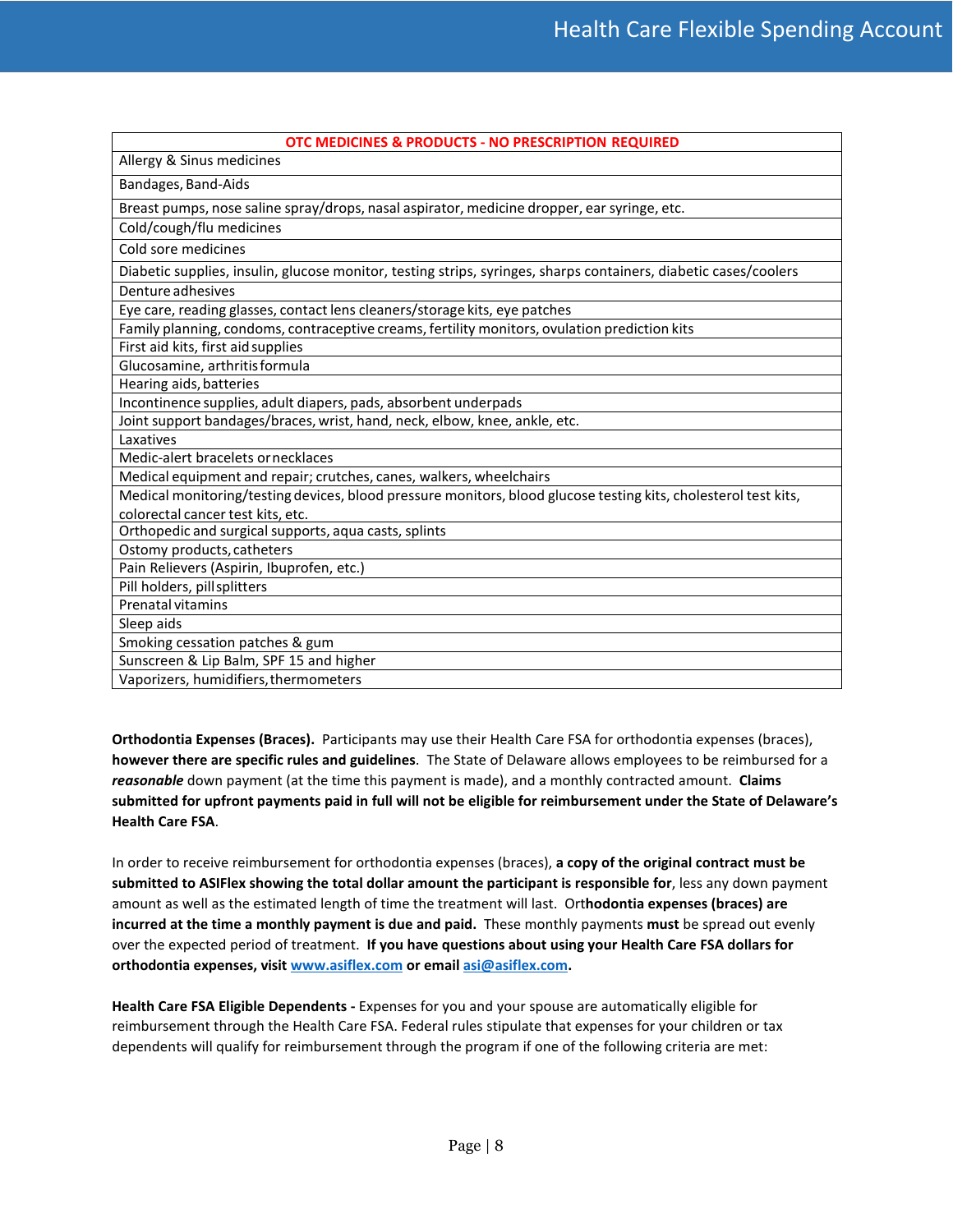| OTC MEDICINES & PRODUCTS - NO PRESCRIPTION REQUIRED |
|---|
| Allergy & Sinus medicines |
| Bandages, Band-Aids |
| Breast pumps, nose saline spray/drops, nasal aspirator, medicine dropper, ear syringe, etc. |
| Cold/cough/flu medicines |
| Cold sore medicines |
| Diabetic supplies, insulin, glucose monitor, testing strips, syringes, sharps containers, diabetic cases/coolers |
| Denture adhesives |
| Eye care, reading glasses, contact lens cleaners/storage kits, eye patches |
| Family planning, condoms, contraceptive creams, fertility monitors, ovulation prediction kits |
| First aid kits, first aid supplies |
| Glucosamine, arthritis formula |
| Hearing aids, batteries |
| Incontinence supplies, adult diapers, pads, absorbent underpads |
| Joint support bandages/braces, wrist, hand, neck, elbow, knee, ankle, etc. |
| Laxatives |
| Medic-alert bracelets or necklaces |
| Medical equipment and repair; crutches, canes, walkers, wheelchairs |
| Medical monitoring/testing devices, blood pressure monitors, blood glucose testing kits, cholesterol test kits, colorectal cancer test kits, etc. |
| Orthopedic and surgical supports, aqua casts, splints |
| Ostomy products, catheters |
| Pain Relievers (Aspirin, Ibuprofen, etc.) |
| Pill holders, pill splitters |
| Prenatal vitamins |
| Sleep aids |
| Smoking cessation patches & gum |
| Sunscreen & Lip Balm, SPF 15 and higher |
| Vaporizers, humidifiers, thermometers |

**Orthodontia Expenses (Braces).** Participants may use their Health Care FSA for orthodontia expenses (braces), **however there are specific rules and guidelines**. The State of Delaware allows employees to be reimbursed for a ***reasonable*** down payment (at the time this payment is made), and a monthly contracted amount. **Claims submitted for upfront payments paid in full will not be eligible for reimbursement under the State of Delaware's Health Care FSA**.

In order to receive reimbursement for orthodontia expenses (braces), **a copy of the original contract must be submitted to ASIFlex showing the total dollar amount the participant is responsible for**, less any down payment amount as well as the estimated length of time the treatment will last. Ort**hodontia expenses (braces) are incurred at the time a monthly payment is due and paid.** These monthly payments **must** be spread out evenly over the expected period of treatment. **If you have questions about using your Health Care FSA dollars for orthodontia expenses, visit [www.asiflex.com](http://www.asiflex.com) or email [asi@asiflex.com](mailto:asi@asiflex.com).**

**Health Care FSA Eligible Dependents -** Expenses for you and your spouse are automatically eligible for reimbursement through the Health Care FSA. Federal rules stipulate that expenses for your children or tax dependents will qualify for reimbursement through the program if one of the following criteria are met: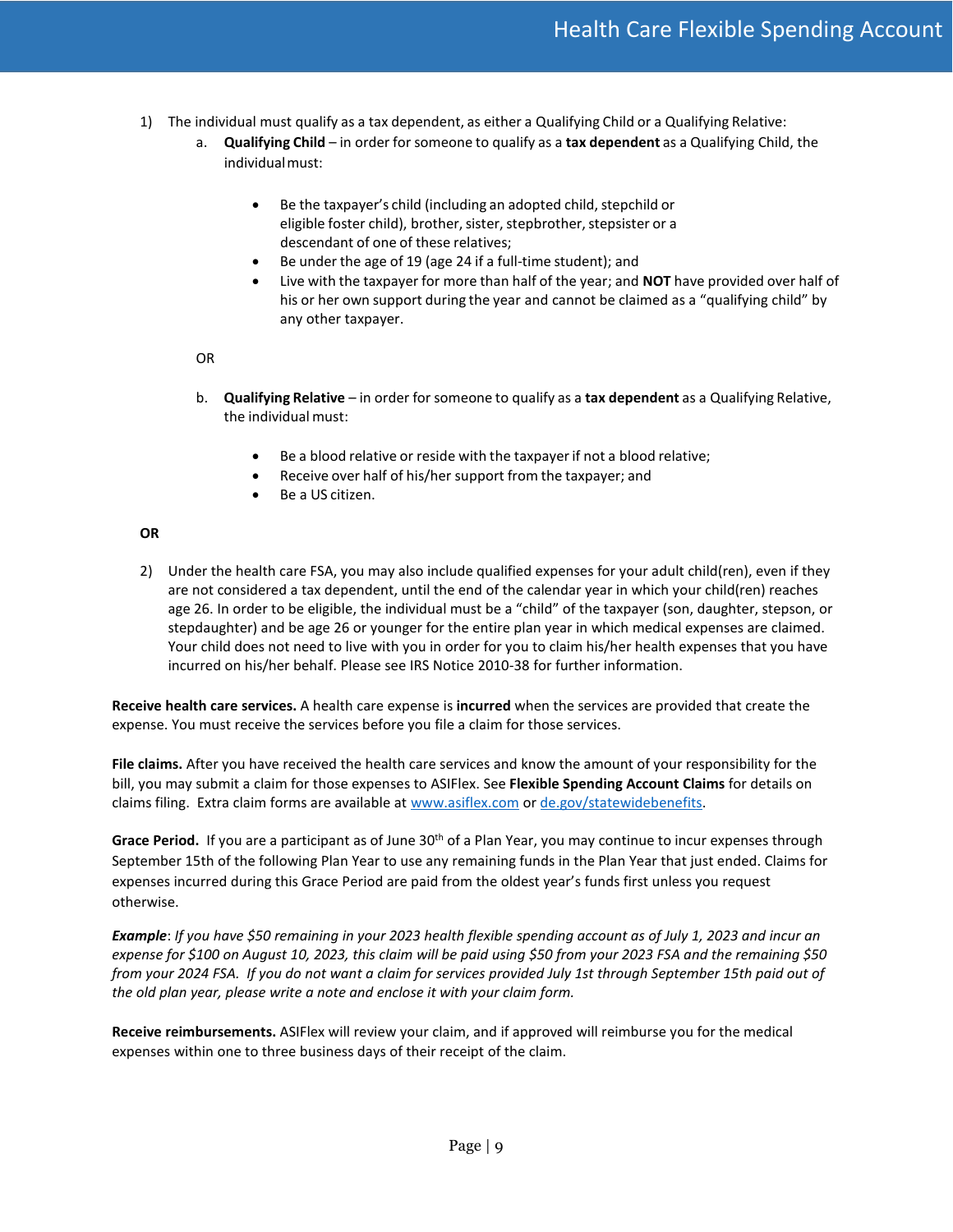1) The individual must qualify as a tax dependent, as either a Qualifying Child or a Qualifying Relative:

   a. **Qualifying Child** – in order for someone to qualify as a **tax dependent** as a Qualifying Child, the individual must:

      - Be the taxpayer's child (including an adopted child, stepchild or eligible foster child), brother, sister, stepbrother, stepsister or a descendant of one of these relatives;
      - Be under the age of 19 (age 24 if a full-time student); and
      - Live with the taxpayer for more than half of the year; and **NOT** have provided over half of his or her own support during the year and cannot be claimed as a "qualifying child" by any other taxpayer.

   OR

   b. **Qualifying Relative** – in order for someone to qualify as a **tax dependent** as a Qualifying Relative, the individual must:

      - Be a blood relative or reside with the taxpayer if not a blood relative;
      - Receive over half of his/her support from the taxpayer; and
      - Be a US citizen.

**OR**

2) Under the health care FSA, you may also include qualified expenses for your adult child(ren), even if they are not considered a tax dependent, until the end of the calendar year in which your child(ren) reaches age 26. In order to be eligible, the individual must be a "child" of the taxpayer (son, daughter, stepson, or stepdaughter) and be age 26 or younger for the entire plan year in which medical expenses are claimed. Your child does not need to live with you in order for you to claim his/her health expenses that you have incurred on his/her behalf. Please see IRS Notice 2010-38 for further information.

**Receive health care services.** A health care expense is **incurred** when the services are provided that create the expense. You must receive the services before you file a claim for those services.

**File claims.** After you have received the health care services and know the amount of your responsibility for the bill, you may submit a claim for those expenses to ASIFlex. See **Flexible Spending Account Claims** for details on claims filing. Extra claim forms are available at www.asiflex.com or de.gov/statewidebenefits.

**Grace Period.** If you are a participant as of June 30th of a Plan Year, you may continue to incur expenses through September 15th of the following Plan Year to use any remaining funds in the Plan Year that just ended. Claims for expenses incurred during this Grace Period are paid from the oldest year's funds first unless you request otherwise.

***Example***: *If you have $50 remaining in your 2023 health flexible spending account as of July 1, 2023 and incur an expense for $100 on August 10, 2023, this claim will be paid using $50 from your 2023 FSA and the remaining $50 from your 2024 FSA. If you do not want a claim for services provided July 1st through September 15th paid out of the old plan year, please write a note and enclose it with your claim form.*

**Receive reimbursements.** ASIFlex will review your claim, and if approved will reimburse you for the medical expenses within one to three business days of their receipt of the claim.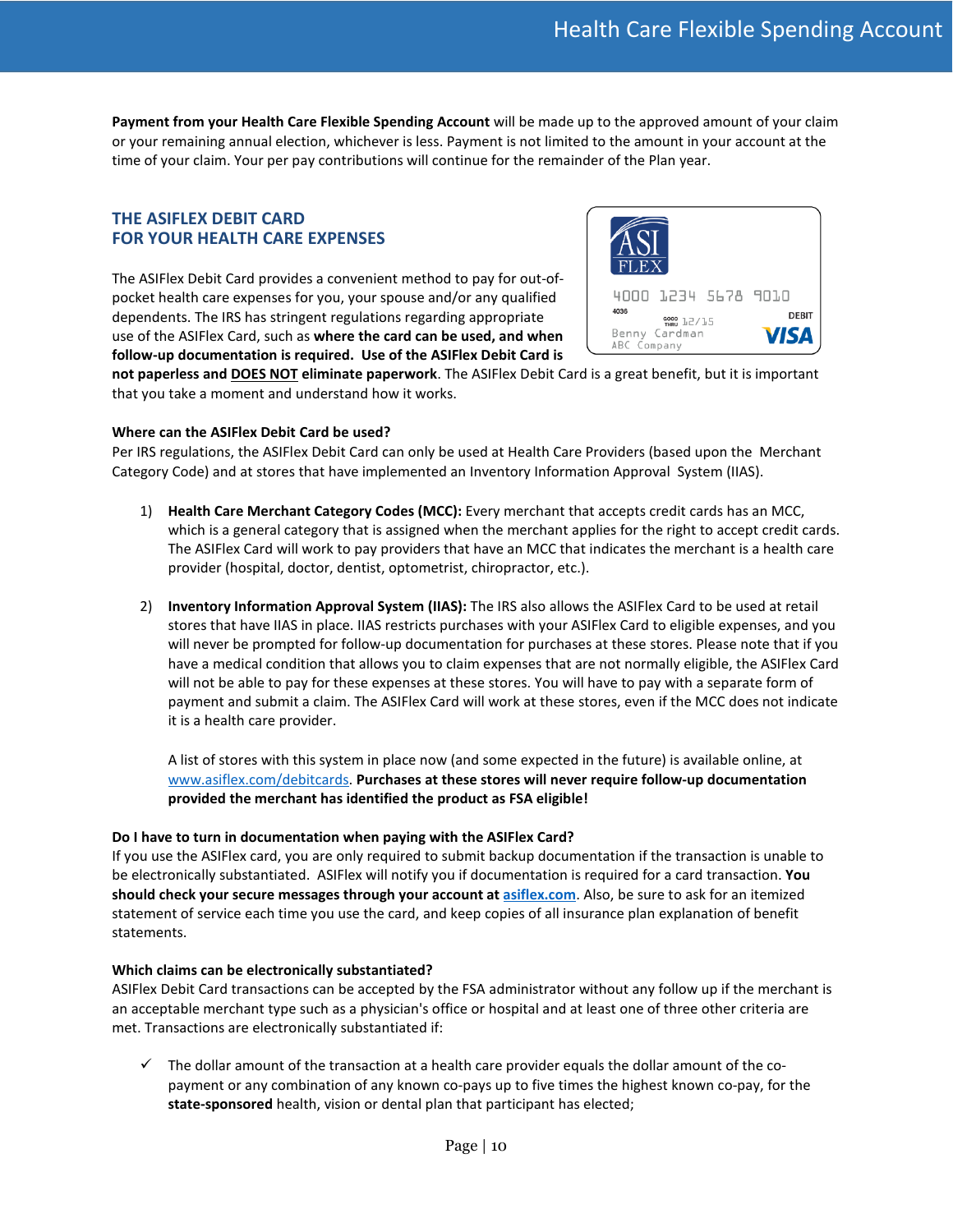**Payment from your Health Care Flexible Spending Account** will be made up to the approved amount of your claim or your remaining annual election, whichever is less. Payment is not limited to the amount in your account at the time of your claim. Your per pay contributions will continue for the remainder of the Plan year.

## THE ASIFLEX DEBIT CARD FOR YOUR HEALTH CARE EXPENSES

The ASIFlex Debit Card provides a convenient method to pay for out-of-pocket health care expenses for you, your spouse and/or any qualified dependents. The IRS has stringent regulations regarding appropriate use of the ASIFlex Card, such as **where the card can be used, and when follow-up documentation is required. Use of the ASIFlex Debit Card is not paperless and DOES NOT eliminate paperwork**. The ASIFlex Debit Card is a great benefit, but it is important that you take a moment and understand how it works.

**Where can the ASIFlex Debit Card be used?**

Per IRS regulations, the ASIFlex Debit Card can only be used at Health Care Providers (based upon the Merchant Category Code) and at stores that have implemented an Inventory Information Approval System (IIAS).

1) **Health Care Merchant Category Codes (MCC):** Every merchant that accepts credit cards has an MCC, which is a general category that is assigned when the merchant applies for the right to accept credit cards. The ASIFlex Card will work to pay providers that have an MCC that indicates the merchant is a health care provider (hospital, doctor, dentist, optometrist, chiropractor, etc.).

2) **Inventory Information Approval System (IIAS):** The IRS also allows the ASIFlex Card to be used at retail stores that have IIAS in place. IIAS restricts purchases with your ASIFlex Card to eligible expenses, and you will never be prompted for follow-up documentation for purchases at these stores. Please note that if you have a medical condition that allows you to claim expenses that are not normally eligible, the ASIFlex Card will not be able to pay for these expenses at these stores. You will have to pay with a separate form of payment and submit a claim. The ASIFlex Card will work at these stores, even if the MCC does not indicate it is a health care provider.

   A list of stores with this system in place now (and some expected in the future) is available online, at www.asiflex.com/debitcards. **Purchases at these stores will never require follow-up documentation provided the merchant has identified the product as FSA eligible!**

**Do I have to turn in documentation when paying with the ASIFlex Card?**

If you use the ASIFlex card, you are only required to submit backup documentation if the transaction is unable to be electronically substantiated. ASIFlex will notify you if documentation is required for a card transaction. **You should check your secure messages through your account at asiflex.com**. Also, be sure to ask for an itemized statement of service each time you use the card, and keep copies of all insurance plan explanation of benefit statements.

**Which claims can be electronically substantiated?**

ASIFlex Debit Card transactions can be accepted by the FSA administrator without any follow up if the merchant is an acceptable merchant type such as a physician's office or hospital and at least one of three other criteria are met. Transactions are electronically substantiated if:

- ✓ The dollar amount of the transaction at a health care provider equals the dollar amount of the co-payment or any combination of any known co-pays up to five times the highest known co-pay, for the **state-sponsored** health, vision or dental plan that participant has elected;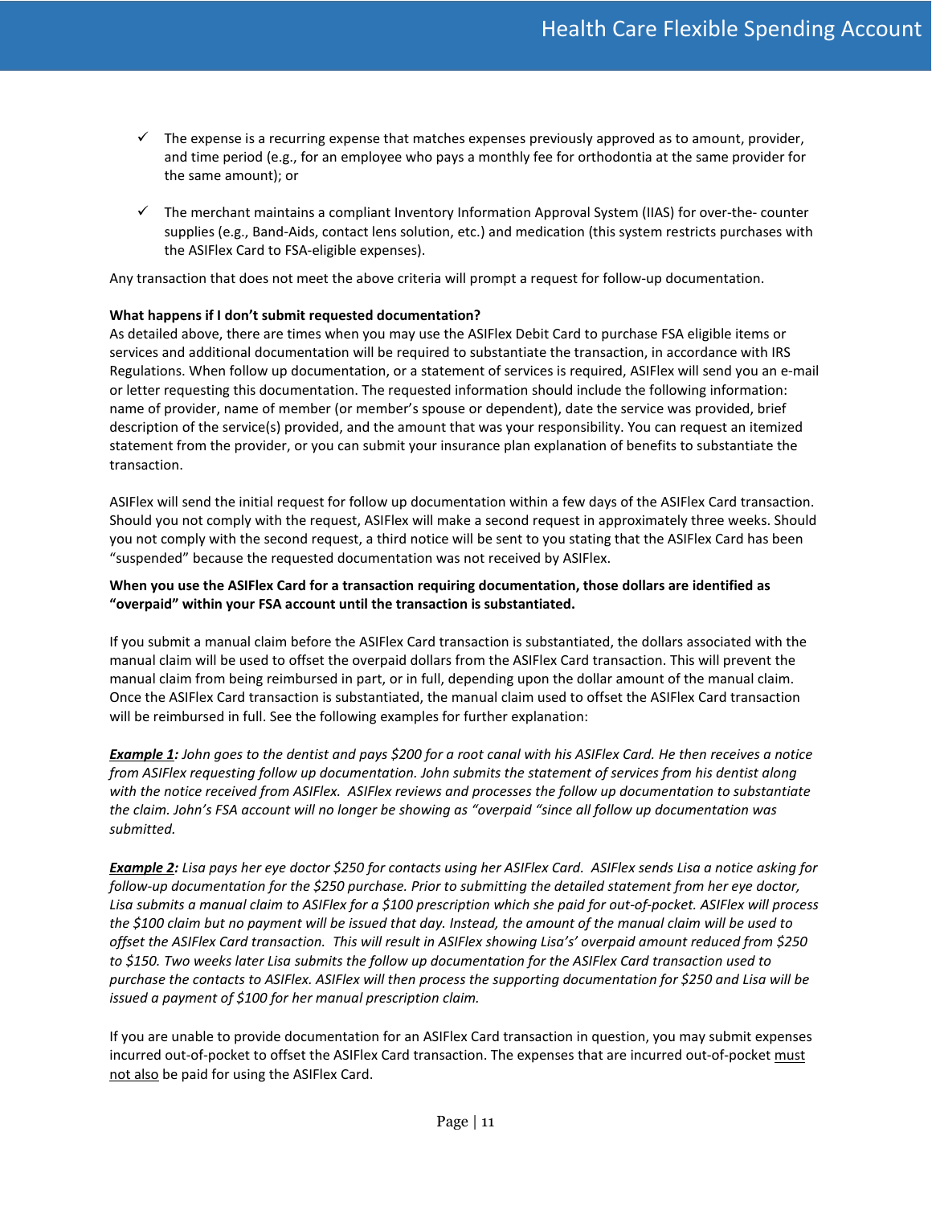- ✓ The expense is a recurring expense that matches expenses previously approved as to amount, provider, and time period (e.g., for an employee who pays a monthly fee for orthodontia at the same provider for the same amount); or

- ✓ The merchant maintains a compliant Inventory Information Approval System (IIAS) for over-the- counter supplies (e.g., Band-Aids, contact lens solution, etc.) and medication (this system restricts purchases with the ASIFlex Card to FSA-eligible expenses).

Any transaction that does not meet the above criteria will prompt a request for follow-up documentation.

**What happens if I don't submit requested documentation?**

As detailed above, there are times when you may use the ASIFlex Debit Card to purchase FSA eligible items or services and additional documentation will be required to substantiate the transaction, in accordance with IRS Regulations. When follow up documentation, or a statement of services is required, ASIFlex will send you an e-mail or letter requesting this documentation. The requested information should include the following information: name of provider, name of member (or member's spouse or dependent), date the service was provided, brief description of the service(s) provided, and the amount that was your responsibility. You can request an itemized statement from the provider, or you can submit your insurance plan explanation of benefits to substantiate the transaction.

ASIFlex will send the initial request for follow up documentation within a few days of the ASIFlex Card transaction. Should you not comply with the request, ASIFlex will make a second request in approximately three weeks. Should you not comply with the second request, a third notice will be sent to you stating that the ASIFlex Card has been "suspended" because the requested documentation was not received by ASIFlex.

**When you use the ASIFlex Card for a transaction requiring documentation, those dollars are identified as "overpaid" within your FSA account until the transaction is substantiated.**

If you submit a manual claim before the ASIFlex Card transaction is substantiated, the dollars associated with the manual claim will be used to offset the overpaid dollars from the ASIFlex Card transaction. This will prevent the manual claim from being reimbursed in part, or in full, depending upon the dollar amount of the manual claim. Once the ASIFlex Card transaction is substantiated, the manual claim used to offset the ASIFlex Card transaction will be reimbursed in full. See the following examples for further explanation:

***Example 1:*** *John goes to the dentist and pays $200 for a root canal with his ASIFlex Card. He then receives a notice from ASIFlex requesting follow up documentation. John submits the statement of services from his dentist along with the notice received from ASIFlex. ASIFlex reviews and processes the follow up documentation to substantiate the claim. John's FSA account will no longer be showing as "overpaid "since all follow up documentation was submitted.*

***Example 2:*** *Lisa pays her eye doctor $250 for contacts using her ASIFlex Card. ASIFlex sends Lisa a notice asking for follow-up documentation for the $250 purchase. Prior to submitting the detailed statement from her eye doctor, Lisa submits a manual claim to ASIFlex for a $100 prescription which she paid for out-of-pocket. ASIFlex will process the $100 claim but no payment will be issued that day. Instead, the amount of the manual claim will be used to offset the ASIFlex Card transaction. This will result in ASIFlex showing Lisa's' overpaid amount reduced from $250 to $150. Two weeks later Lisa submits the follow up documentation for the ASIFlex Card transaction used to purchase the contacts to ASIFlex. ASIFlex will then process the supporting documentation for $250 and Lisa will be issued a payment of $100 for her manual prescription claim.*

If you are unable to provide documentation for an ASIFlex Card transaction in question, you may submit expenses incurred out-of-pocket to offset the ASIFlex Card transaction. The expenses that are incurred out-of-pocket <u>must not also</u> be paid for using the ASIFlex Card.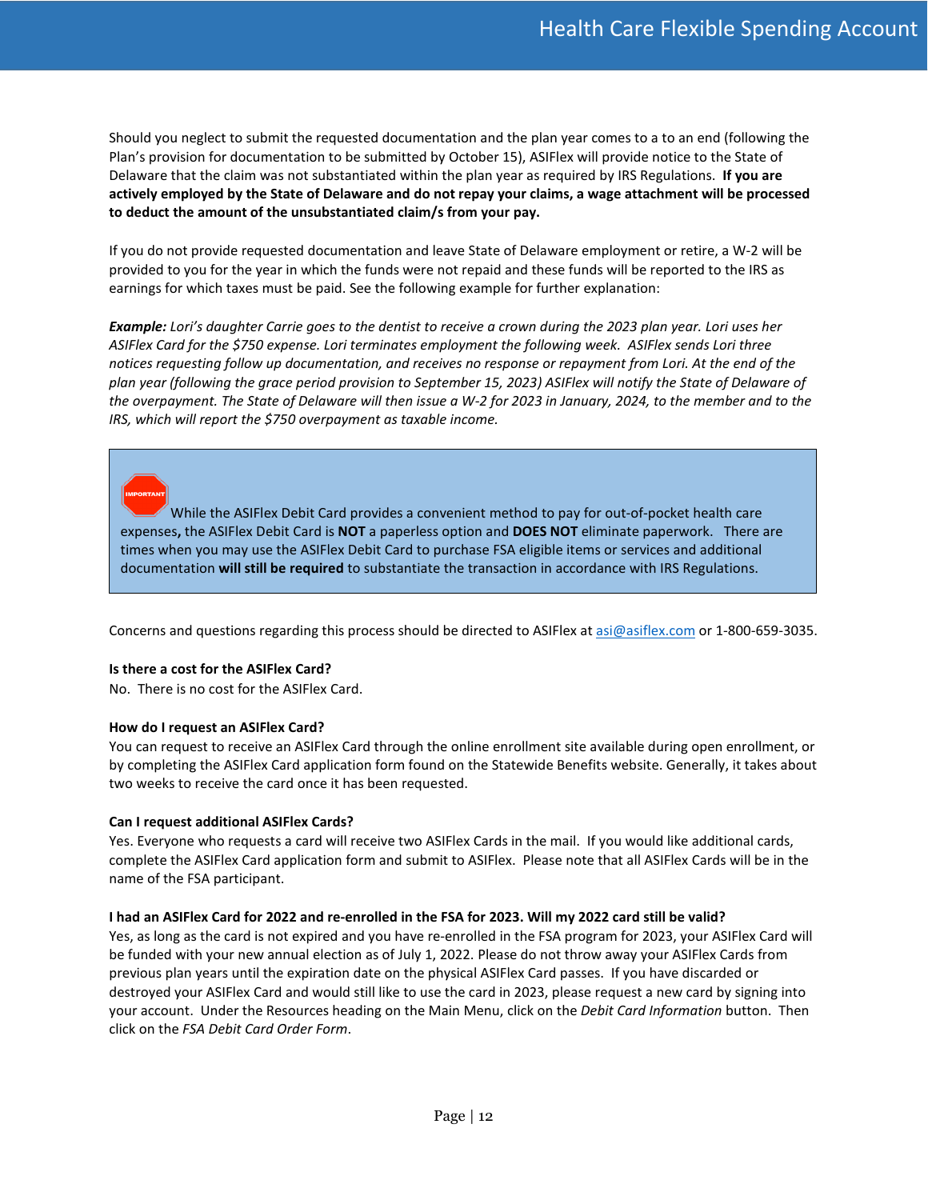Should you neglect to submit the requested documentation and the plan year comes to a to an end (following the Plan's provision for documentation to be submitted by October 15), ASIFlex will provide notice to the State of Delaware that the claim was not substantiated within the plan year as required by IRS Regulations. **If you are actively employed by the State of Delaware and do not repay your claims, a wage attachment will be processed to deduct the amount of the unsubstantiated claim/s from your pay.**

If you do not provide requested documentation and leave State of Delaware employment or retire, a W-2 will be provided to you for the year in which the funds were not repaid and these funds will be reported to the IRS as earnings for which taxes must be paid. See the following example for further explanation:

***Example:*** *Lori's daughter Carrie goes to the dentist to receive a crown during the 2023 plan year. Lori uses her ASIFlex Card for the $750 expense. Lori terminates employment the following week. ASIFlex sends Lori three notices requesting follow up documentation, and receives no response or repayment from Lori. At the end of the plan year (following the grace period provision to September 15, 2023) ASIFlex will notify the State of Delaware of the overpayment. The State of Delaware will then issue a W-2 for 2023 in January, 2024, to the member and to the IRS, which will report the $750 overpayment as taxable income.*

> IMPORTANT: While the ASIFlex Debit Card provides a convenient method to pay for out-of-pocket health care expenses**,** the ASIFlex Debit Card is **NOT** a paperless option and **DOES NOT** eliminate paperwork. There are times when you may use the ASIFlex Debit Card to purchase FSA eligible items or services and additional documentation **will still be required** to substantiate the transaction in accordance with IRS Regulations.

Concerns and questions regarding this process should be directed to ASIFlex at asi@asiflex.com or 1-800-659-3035.

**Is there a cost for the ASIFlex Card?**
No. There is no cost for the ASIFlex Card.

**How do I request an ASIFlex Card?**
You can request to receive an ASIFlex Card through the online enrollment site available during open enrollment, or by completing the ASIFlex Card application form found on the Statewide Benefits website. Generally, it takes about two weeks to receive the card once it has been requested.

**Can I request additional ASIFlex Cards?**
Yes. Everyone who requests a card will receive two ASIFlex Cards in the mail. If you would like additional cards, complete the ASIFlex Card application form and submit to ASIFlex. Please note that all ASIFlex Cards will be in the name of the FSA participant.

**I had an ASIFlex Card for 2022 and re-enrolled in the FSA for 2023. Will my 2022 card still be valid?**
Yes, as long as the card is not expired and you have re-enrolled in the FSA program for 2023, your ASIFlex Card will be funded with your new annual election as of July 1, 2022. Please do not throw away your ASIFlex Cards from previous plan years until the expiration date on the physical ASIFlex Card passes. If you have discarded or destroyed your ASIFlex Card and would still like to use the card in 2023, please request a new card by signing into your account. Under the Resources heading on the Main Menu, click on the *Debit Card Information* button. Then click on the *FSA Debit Card Order Form*.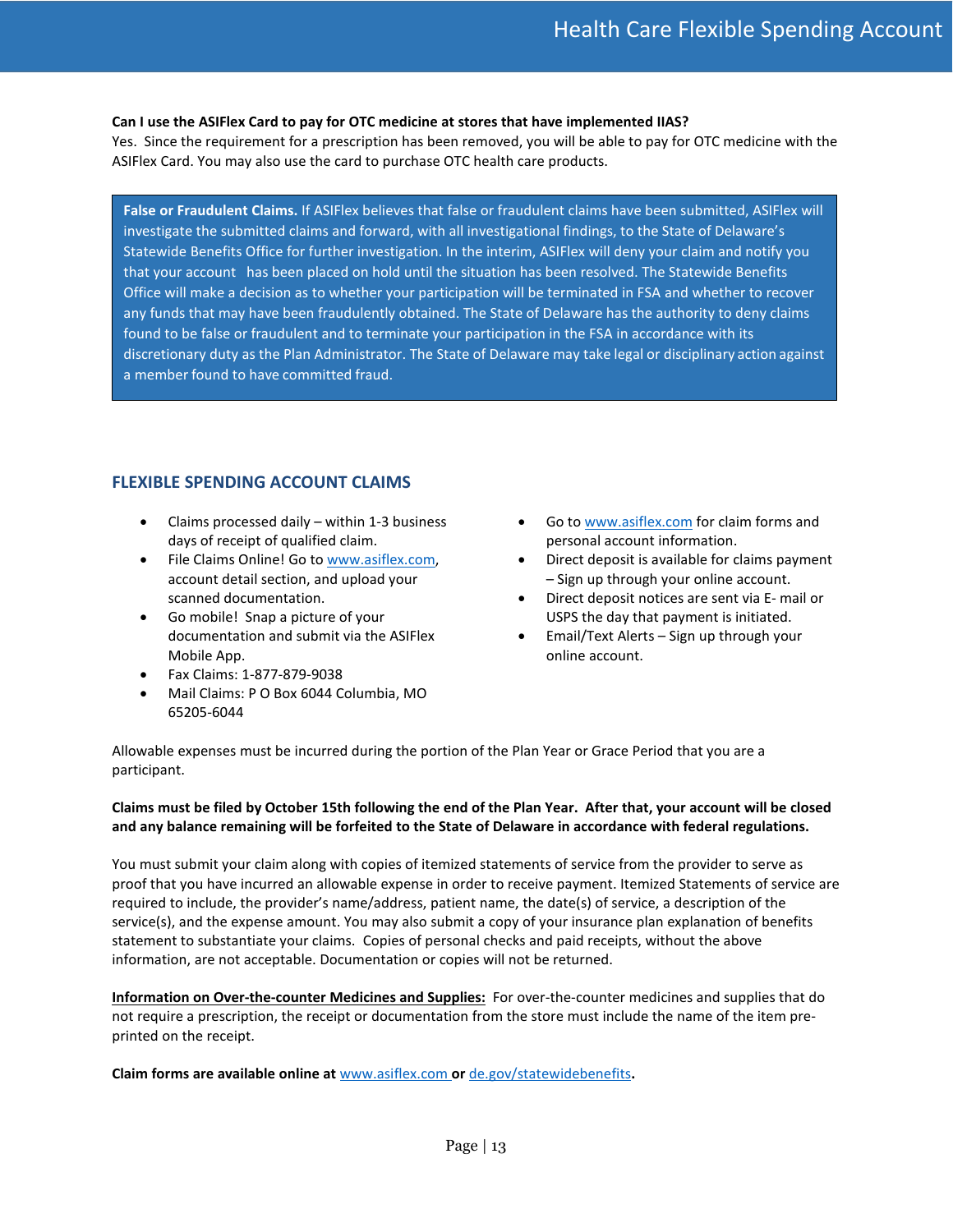**Can I use the ASIFlex Card to pay for OTC medicine at stores that have implemented IIAS?**
Yes. Since the requirement for a prescription has been removed, you will be able to pay for OTC medicine with the ASIFlex Card. You may also use the card to purchase OTC health care products.

> **False or Fraudulent Claims.** If ASIFlex believes that false or fraudulent claims have been submitted, ASIFlex will investigate the submitted claims and forward, with all investigational findings, to the State of Delaware's Statewide Benefits Office for further investigation. In the interim, ASIFlex will deny your claim and notify you that your account has been placed on hold until the situation has been resolved. The Statewide Benefits Office will make a decision as to whether your participation will be terminated in FSA and whether to recover any funds that may have been fraudulently obtained. The State of Delaware has the authority to deny claims found to be false or fraudulent and to terminate your participation in the FSA in accordance with its discretionary duty as the Plan Administrator. The State of Delaware may take legal or disciplinary action against a member found to have committed fraud.

## FLEXIBLE SPENDING ACCOUNT CLAIMS

- Claims processed daily – within 1-3 business days of receipt of qualified claim.
- File Claims Online! Go to www.asiflex.com, account detail section, and upload your scanned documentation.
- Go mobile! Snap a picture of your documentation and submit via the ASIFlex Mobile App.
- Fax Claims: 1-877-879-9038
- Mail Claims: P O Box 6044 Columbia, MO 65205-6044
- Go to www.asiflex.com for claim forms and personal account information.
- Direct deposit is available for claims payment – Sign up through your online account.
- Direct deposit notices are sent via E- mail or USPS the day that payment is initiated.
- Email/Text Alerts – Sign up through your online account.

Allowable expenses must be incurred during the portion of the Plan Year or Grace Period that you are a participant.

**Claims must be filed by October 15th following the end of the Plan Year. After that, your account will be closed and any balance remaining will be forfeited to the State of Delaware in accordance with federal regulations.**

You must submit your claim along with copies of itemized statements of service from the provider to serve as proof that you have incurred an allowable expense in order to receive payment. Itemized Statements of service are required to include, the provider's name/address, patient name, the date(s) of service, a description of the service(s), and the expense amount. You may also submit a copy of your insurance plan explanation of benefits statement to substantiate your claims. Copies of personal checks and paid receipts, without the above information, are not acceptable. Documentation or copies will not be returned.

**Information on Over-the-counter Medicines and Supplies:** For over-the-counter medicines and supplies that do not require a prescription, the receipt or documentation from the store must include the name of the item pre-printed on the receipt.

**Claim forms are available online at www.asiflex.com or de.gov/statewidebenefits.**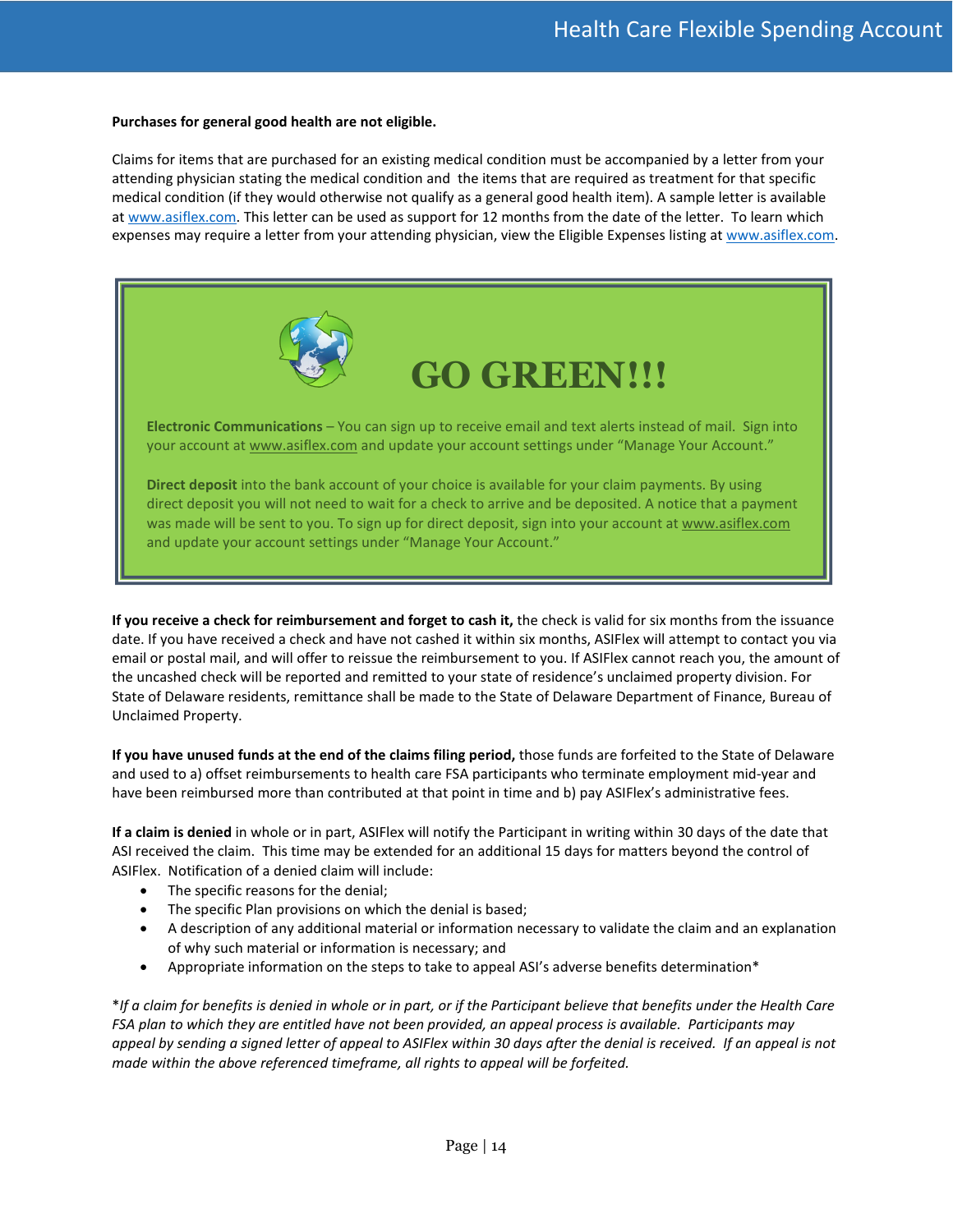**Purchases for general good health are not eligible.**

Claims for items that are purchased for an existing medical condition must be accompanied by a letter from your attending physician stating the medical condition and the items that are required as treatment for that specific medical condition (if they would otherwise not qualify as a general good health item). A sample letter is available at www.asiflex.com. This letter can be used as support for 12 months from the date of the letter. To learn which expenses may require a letter from your attending physician, view the Eligible Expenses listing at www.asiflex.com.

## GO GREEN!!!

**Electronic Communications** – You can sign up to receive email and text alerts instead of mail. Sign into your account at www.asiflex.com and update your account settings under "Manage Your Account."

**Direct deposit** into the bank account of your choice is available for your claim payments. By using direct deposit you will not need to wait for a check to arrive and be deposited. A notice that a payment was made will be sent to you. To sign up for direct deposit, sign into your account at www.asiflex.com and update your account settings under "Manage Your Account."

**If you receive a check for reimbursement and forget to cash it,** the check is valid for six months from the issuance date. If you have received a check and have not cashed it within six months, ASIFlex will attempt to contact you via email or postal mail, and will offer to reissue the reimbursement to you. If ASIFlex cannot reach you, the amount of the uncashed check will be reported and remitted to your state of residence's unclaimed property division. For State of Delaware residents, remittance shall be made to the State of Delaware Department of Finance, Bureau of Unclaimed Property.

**If you have unused funds at the end of the claims filing period,** those funds are forfeited to the State of Delaware and used to a) offset reimbursements to health care FSA participants who terminate employment mid-year and have been reimbursed more than contributed at that point in time and b) pay ASIFlex's administrative fees.

**If a claim is denied** in whole or in part, ASIFlex will notify the Participant in writing within 30 days of the date that ASI received the claim. This time may be extended for an additional 15 days for matters beyond the control of ASIFlex. Notification of a denied claim will include:

- The specific reasons for the denial;
- The specific Plan provisions on which the denial is based;
- A description of any additional material or information necessary to validate the claim and an explanation of why such material or information is necessary; and
- Appropriate information on the steps to take to appeal ASI's adverse benefits determination*

*\*If a claim for benefits is denied in whole or in part, or if the Participant believe that benefits under the Health Care FSA plan to which they are entitled have not been provided, an appeal process is available. Participants may appeal by sending a signed letter of appeal to ASIFlex within 30 days after the denial is received. If an appeal is not made within the above referenced timeframe, all rights to appeal will be forfeited.*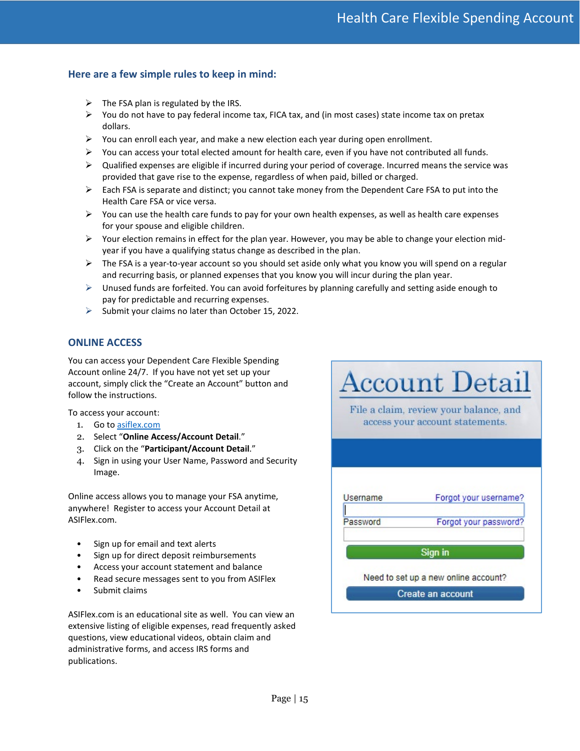## Here are a few simple rules to keep in mind:

- The FSA plan is regulated by the IRS.
- You do not have to pay federal income tax, FICA tax, and (in most cases) state income tax on pretax dollars.
- You can enroll each year, and make a new election each year during open enrollment.
- You can access your total elected amount for health care, even if you have not contributed all funds.
- Qualified expenses are eligible if incurred during your period of coverage. Incurred means the service was provided that gave rise to the expense, regardless of when paid, billed or charged.
- Each FSA is separate and distinct; you cannot take money from the Dependent Care FSA to put into the Health Care FSA or vice versa.
- You can use the health care funds to pay for your own health expenses, as well as health care expenses for your spouse and eligible children.
- Your election remains in effect for the plan year. However, you may be able to change your election mid-year if you have a qualifying status change as described in the plan.
- The FSA is a year-to-year account so you should set aside only what you know you will spend on a regular and recurring basis, or planned expenses that you know you will incur during the plan year.
- Unused funds are forfeited. You can avoid forfeitures by planning carefully and setting aside enough to pay for predictable and recurring expenses.
- Submit your claims no later than October 15, 2022.

## ONLINE ACCESS

You can access your Dependent Care Flexible Spending Account online 24/7. If you have not yet set up your account, simply click the "Create an Account" button and follow the instructions.

To access your account:

1. Go to asiflex.com
2. Select "**Online Access/Account Detail**."
3. Click on the "**Participant/Account Detail**."
4. Sign in using your User Name, Password and Security Image.

Online access allows you to manage your FSA anytime, anywhere! Register to access your Account Detail at ASIFlex.com.

- Sign up for email and text alerts
- Sign up for direct deposit reimbursements
- Access your account statement and balance
- Read secure messages sent to you from ASIFlex
- Submit claims

ASIFlex.com is an educational site as well. You can view an extensive listing of eligible expenses, read frequently asked questions, view educational videos, obtain claim and administrative forms, and access IRS forms and publications.

**Account Detail**

File a claim, review your balance, and access your account statements.

Username — Forgot your username?

Password — Forgot your password?

Sign in

Need to set up a new online account?

Create an account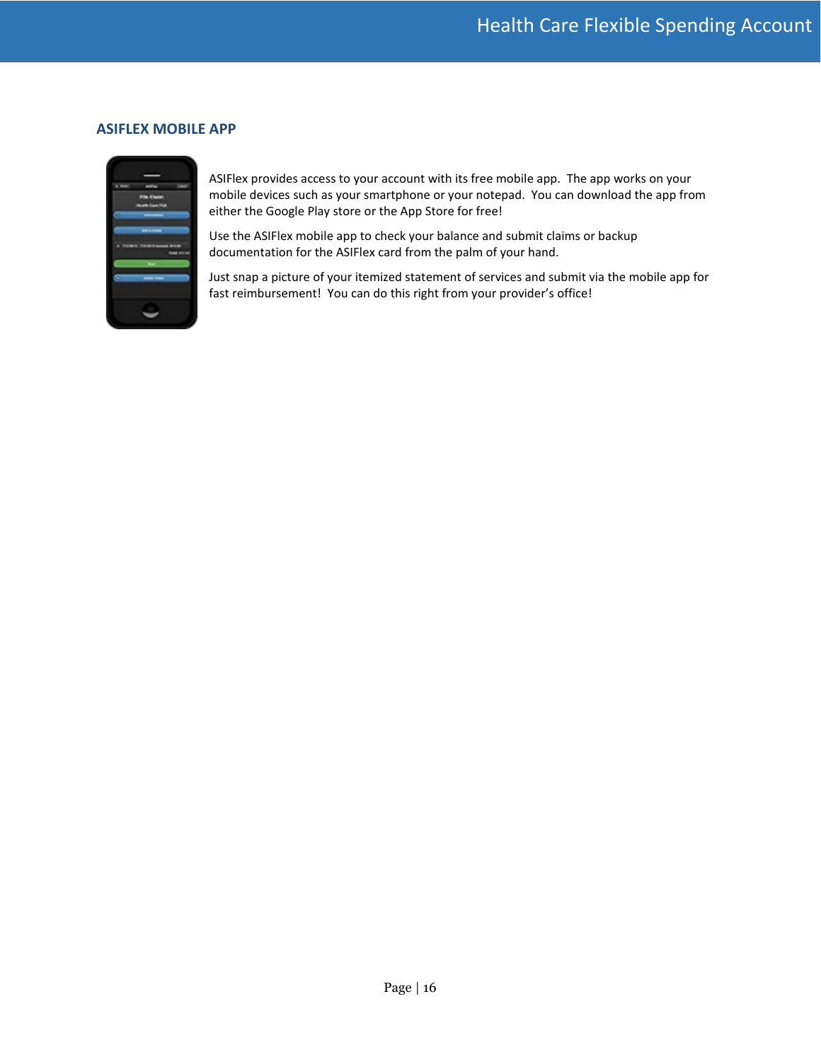## ASIFLEX MOBILE APP

ASIFlex provides access to your account with its free mobile app. The app works on your mobile devices such as your smartphone or your notepad. You can download the app from either the Google Play store or the App Store for free!

Use the ASIFlex mobile app to check your balance and submit claims or backup documentation for the ASIFlex card from the palm of your hand.

Just snap a picture of your itemized statement of services and submit via the mobile app for fast reimbursement! You can do this right from your provider's office!